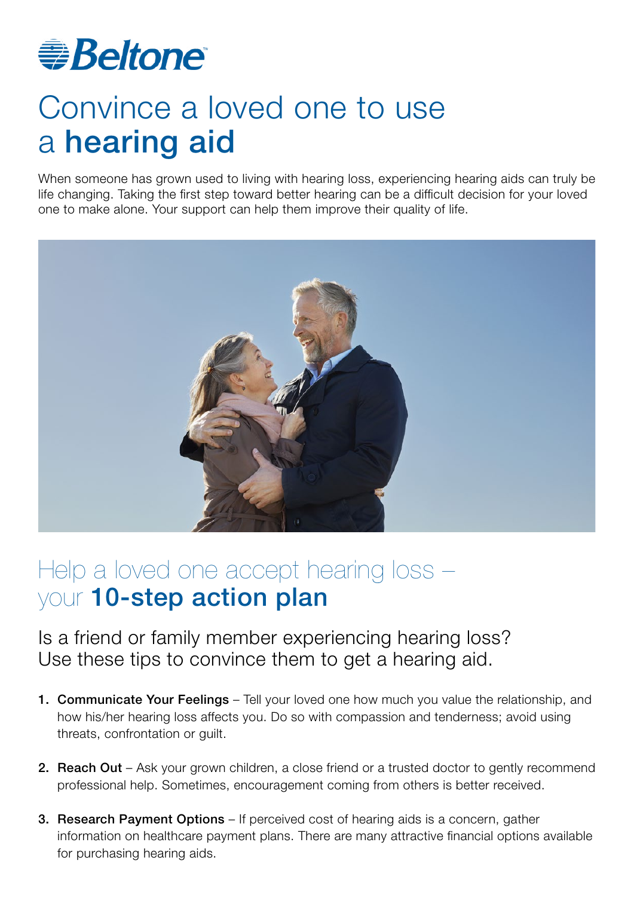Beltone

# Convince a loved one to use a **hearing aid**

When someone has grown used to living with hearing loss, experiencing hearing aids can truly be life changing. Taking the first step toward better hearing can be a difficult decision for your loved one to make alone. Your support can help them improve their quality of life.

## Help a loved one accept hearing loss – your **10-step action plan**

### Is a friend or family member experiencing hearing loss? Use these tips to convince them to get a hearing aid.

1. **Communicate Your Feelings** – Tell your loved one how much you value the relationship, and how his/her hearing loss affects you. Do so with compassion and tenderness; avoid using threats, confrontation or guilt.

2. **Reach Out** – Ask your grown children, a close friend or a trusted doctor to gently recommend professional help. Sometimes, encouragement coming from others is better received.

3. **Research Payment Options** – If perceived cost of hearing aids is a concern, gather information on healthcare payment plans. There are many attractive financial options available for purchasing hearing aids.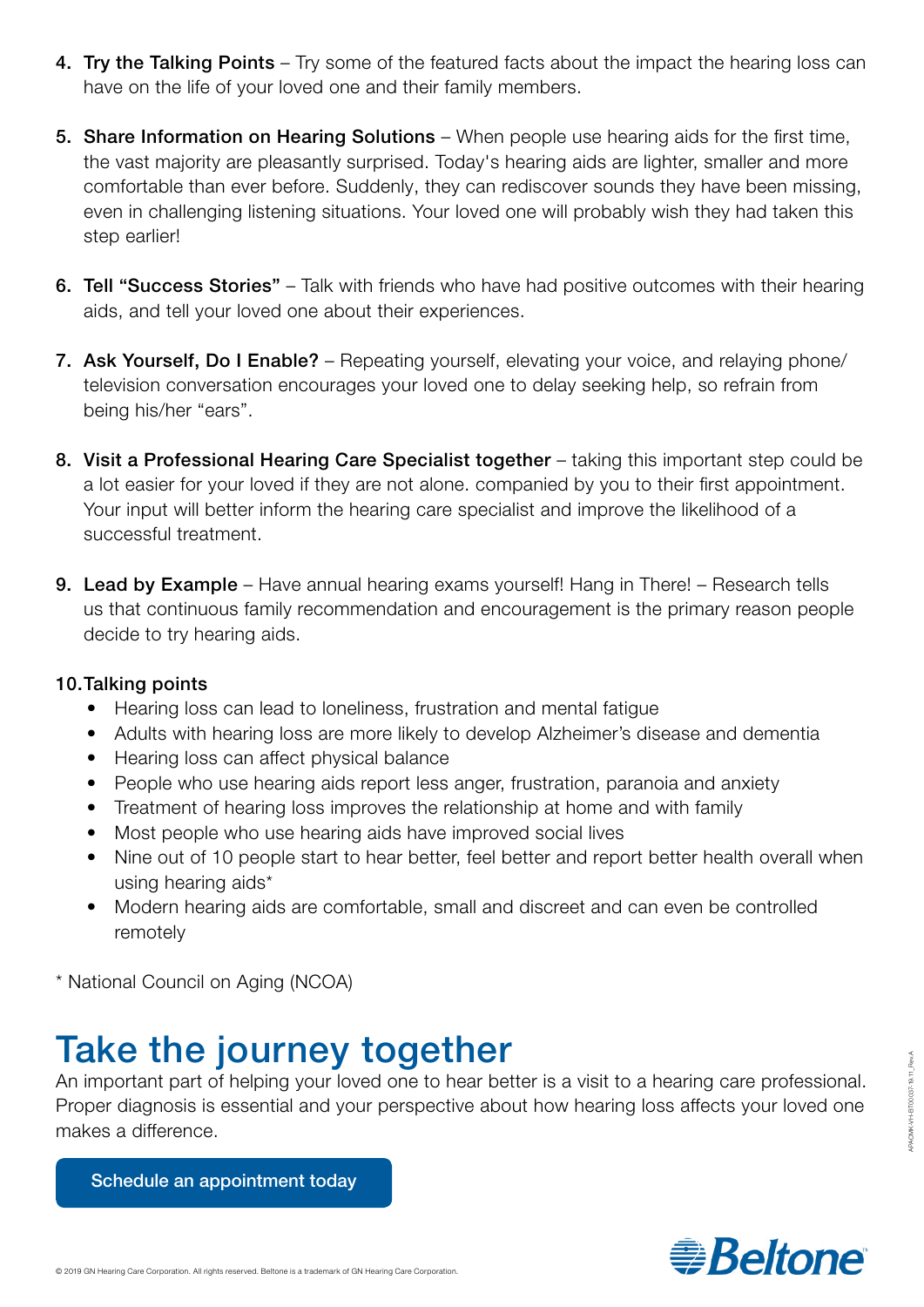4. **Try the Talking Points** – Try some of the featured facts about the impact the hearing loss can have on the life of your loved one and their family members.

5. **Share Information on Hearing Solutions** – When people use hearing aids for the first time, the vast majority are pleasantly surprised. Today's hearing aids are lighter, smaller and more comfortable than ever before. Suddenly, they can rediscover sounds they have been missing, even in challenging listening situations. Your loved one will probably wish they had taken this step earlier!

6. **Tell "Success Stories"** – Talk with friends who have had positive outcomes with their hearing aids, and tell your loved one about their experiences.

7. **Ask Yourself, Do I Enable?** – Repeating yourself, elevating your voice, and relaying phone/television conversation encourages your loved one to delay seeking help, so refrain from being his/her "ears".

8. **Visit a Professional Hearing Care Specialist together** – taking this important step could be a lot easier for your loved if they are not alone. companied by you to their first appointment. Your input will better inform the hearing care specialist and improve the likelihood of a successful treatment.

9. **Lead by Example** – Have annual hearing exams yourself! Hang in There! – Research tells us that continuous family recommendation and encouragement is the primary reason people decide to try hearing aids.

10. **Talking points**
    - Hearing loss can lead to loneliness, frustration and mental fatigue
    - Adults with hearing loss are more likely to develop Alzheimer's disease and dementia
    - Hearing loss can affect physical balance
    - People who use hearing aids report less anger, frustration, paranoia and anxiety
    - Treatment of hearing loss improves the relationship at home and with family
    - Most people who use hearing aids have improved social lives
    - Nine out of 10 people start to hear better, feel better and report better health overall when using hearing aids*
    - Modern hearing aids are comfortable, small and discreet and can even be controlled remotely

* National Council on Aging (NCOA)

# Take the journey together

An important part of helping your loved one to hear better is a visit to a hearing care professional. Proper diagnosis is essential and your perspective about how hearing loss affects your loved one makes a difference.

Schedule an appointment today

Beltone

© 2019 GN Hearing Care Corporation. All rights reserved. Beltone is a trademark of GN Hearing Care Corporation.